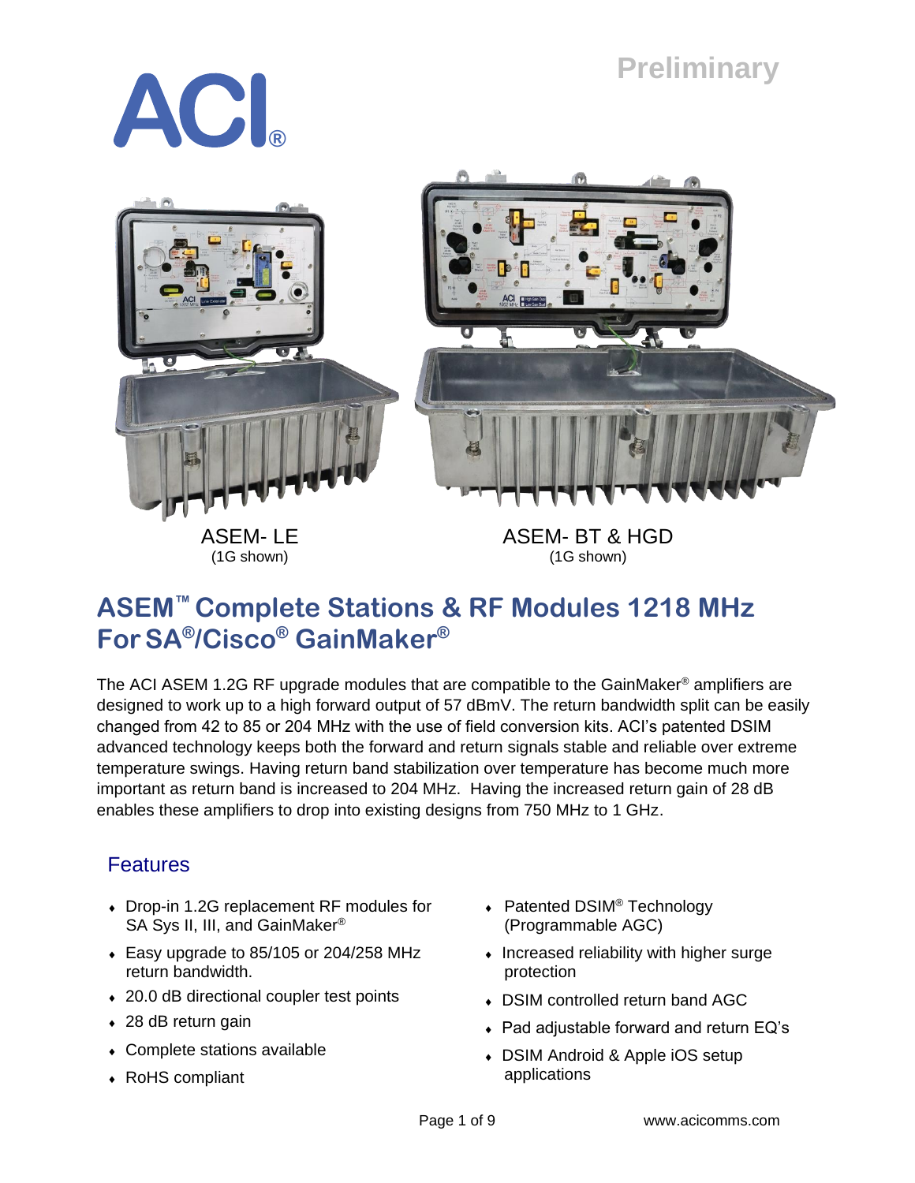Preliminary

ACI®

ASEM- LE
(1G shown)

ASEM- BT & HGD
(1G shown)

# ASEM™ Complete Stations & RF Modules 1218 MHz For SA®/Cisco® GainMaker®

The ACI ASEM 1.2G RF upgrade modules that are compatible to the GainMaker® amplifiers are designed to work up to a high forward output of 57 dBmV. The return bandwidth split can be easily changed from 42 to 85 or 204 MHz with the use of field conversion kits. ACI's patented DSIM advanced technology keeps both the forward and return signals stable and reliable over extreme temperature swings. Having return band stabilization over temperature has become much more important as return band is increased to 204 MHz. Having the increased return gain of 28 dB enables these amplifiers to drop into existing designs from 750 MHz to 1 GHz.

## Features

- Drop-in 1.2G replacement RF modules for SA Sys II, III, and GainMaker®
- Easy upgrade to 85/105 or 204/258 MHz return bandwidth.
- 20.0 dB directional coupler test points
- 28 dB return gain
- Complete stations available
- RoHS compliant
- Patented DSIM® Technology (Programmable AGC)
- Increased reliability with higher surge protection
- DSIM controlled return band AGC
- Pad adjustable forward and return EQ's
- DSIM Android & Apple iOS setup applications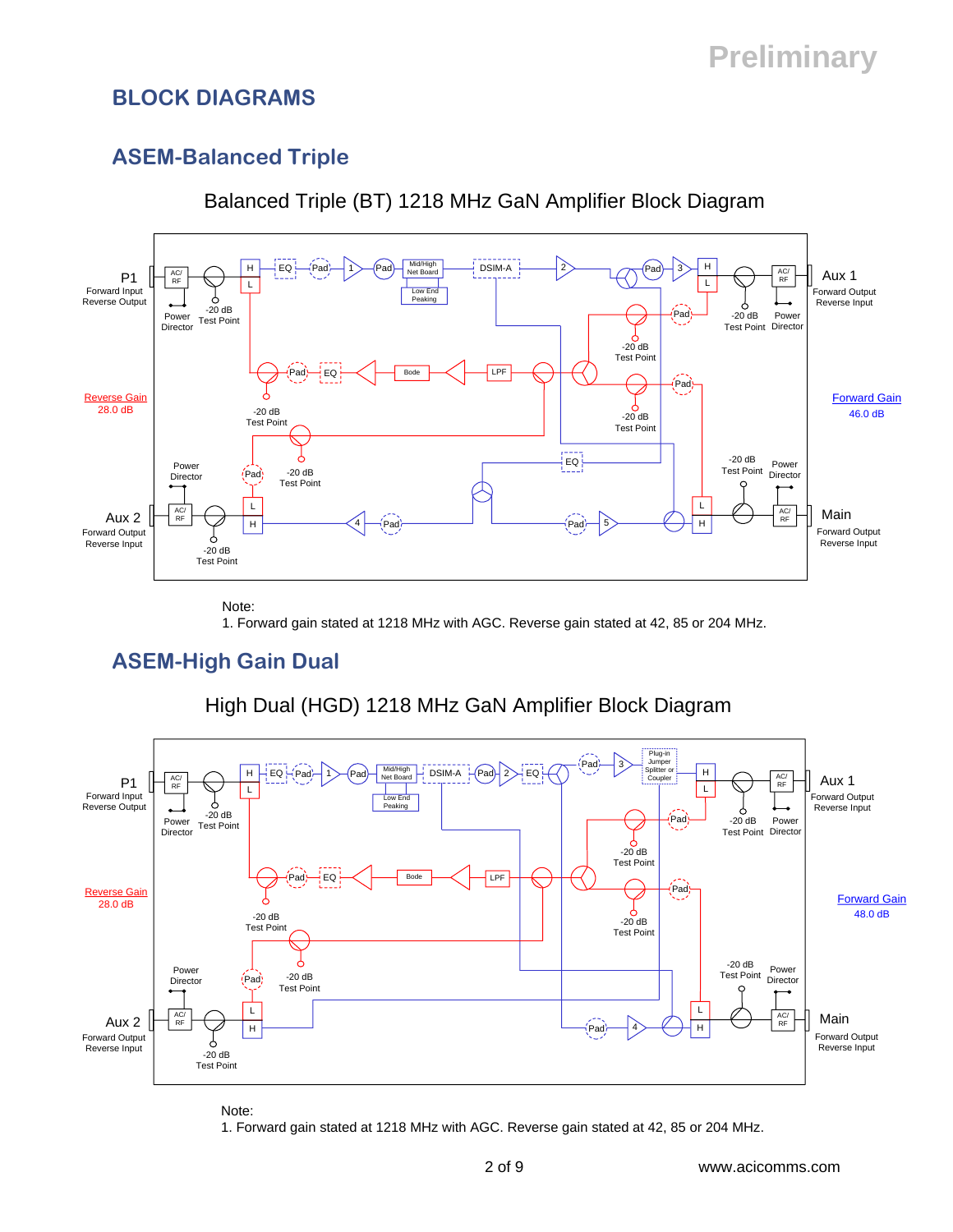Preliminary

# BLOCK DIAGRAMS

## ASEM-Balanced Triple

### Balanced Triple (BT) 1218 MHz GaN Amplifier Block Diagram

P1 Forward Input Reverse Output

Power Director

-20 dB Test Point

Reverse Gain 28.0 dB

Aux 1 Forward Output Reverse Input

Forward Gain 46.0 dB

Aux 2 Forward Output Reverse Input

Main Forward Output Reverse Input

Note:
1. Forward gain stated at 1218 MHz with AGC. Reverse gain stated at 42, 85 or 204 MHz.

## ASEM-High Gain Dual

### High Dual (HGD) 1218 MHz GaN Amplifier Block Diagram

P1 Forward Input Reverse Output

Power Director

-20 dB Test Point

Reverse Gain 28.0 dB

Aux 1 Forward Output Reverse Input

Forward Gain 48.0 dB

Aux 2 Forward Output Reverse Input

Main Forward Output Reverse Input

Note:
1. Forward gain stated at 1218 MHz with AGC. Reverse gain stated at 42, 85 or 204 MHz.

www.acicomms.com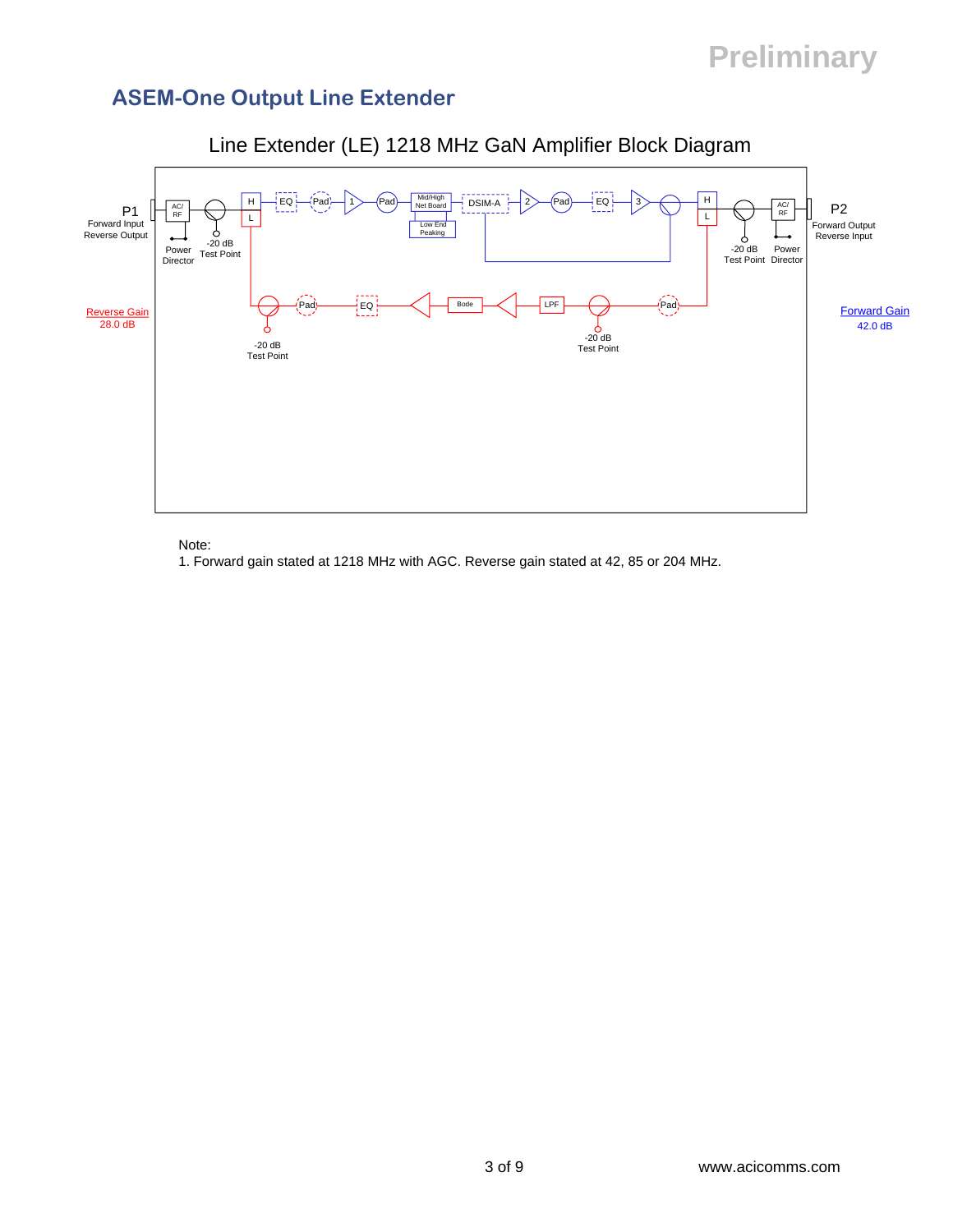## ASEM-One Output Line Extender

Line Extender (LE) 1218 MHz GaN Amplifier Block Diagram

P1
Forward Input
Reverse Output

AC/ RF

Power Director

-20 dB Test Point

H
L

EQ — Pad — 1 — Pad — Mid/High Net Board / Low End Peaking — DSIM-A — 2 — Pad — EQ — 3

H
L

-20 dB Test Point

AC/ RF

Power Director

P2
Forward Output
Reverse Input

Reverse Gain
28.0 dB

Pad — EQ — Bode — LPF — Pad

-20 dB Test Point

-20 dB Test Point

Forward Gain
42.0 dB

Note:
1. Forward gain stated at 1218 MHz with AGC. Reverse gain stated at 42, 85 or 204 MHz.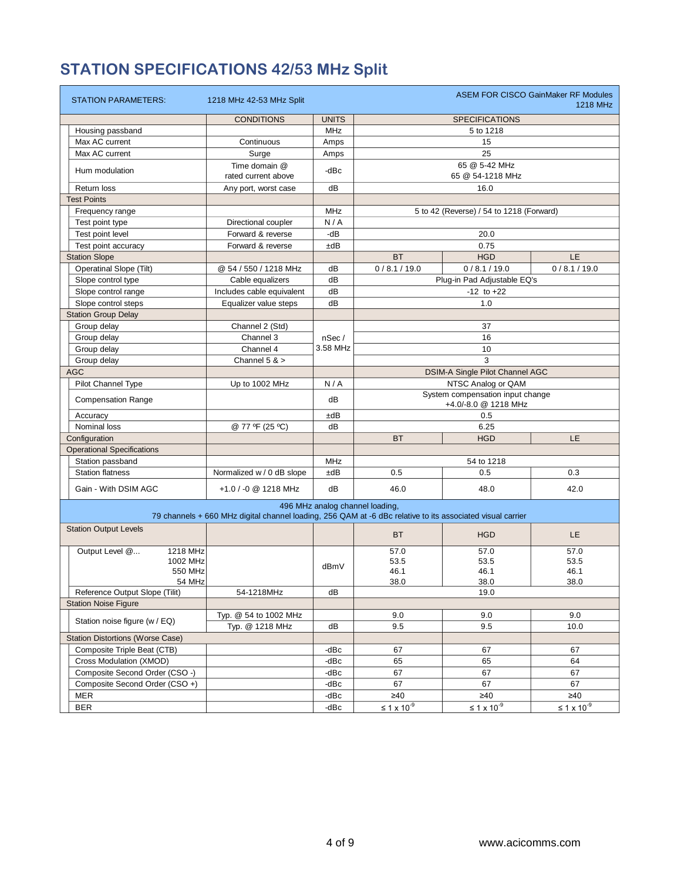# STATION SPECIFICATIONS 42/53 MHz Split

| STATION PARAMETERS: | 1218 MHz 42-53 MHz Split | | ASEM FOR CISCO GainMaker RF Modules 1218 MHz | | |
|---|---|---|---|---|---|
| | CONDITIONS | UNITS | SPECIFICATIONS | | |
| Housing passband | | MHz | 5 to 1218 | | |
| Max AC current | Continuous | Amps | 15 | | |
| Max AC current | Surge | Amps | 25 | | |
| Hum modulation | Time domain @ rated current above | -dBc | 65 @ 5-42 MHz<br>65 @ 54-1218 MHz | | |
| Return loss | Any port, worst case | dB | 16.0 | | |
| Test Points | | | | | |
| Frequency range | | MHz | 5 to 42 (Reverse) / 54 to 1218 (Forward) | | |
| Test point type | Directional coupler | N / A | | | |
| Test point level | Forward & reverse | -dB | 20.0 | | |
| Test point accuracy | Forward & reverse | ±dB | 0.75 | | |
| Station Slope | | | BT | HGD | LE |
| Operatinal Slope (Tilt) | @ 54 / 550 / 1218 MHz | dB | 0 / 8.1 / 19.0 | 0 / 8.1 / 19.0 | 0 / 8.1 / 19.0 |
| Slope control type | Cable equalizers | dB | Plug-in Pad Adjustable EQ's | | |
| Slope control range | Includes cable equivalent | dB | -12 to +22 | | |
| Slope control steps | Equalizer value steps | dB | 1.0 | | |
| Station Group Delay | | | | | |
| Group delay | Channel 2 (Std) | nSec / 3.58 MHz | 37 | | |
| Group delay | Channel 3 | nSec / 3.58 MHz | 16 | | |
| Group delay | Channel 4 | nSec / 3.58 MHz | 10 | | |
| Group delay | Channel 5 & > | nSec / 3.58 MHz | 3 | | |
| AGC | | | DSIM-A Single Pilot Channel AGC | | |
| Pilot Channel Type | Up to 1002 MHz | N / A | NTSC Analog or QAM | | |
| Compensation Range | | dB | System compensation input change +4.0/-8.0 @ 1218 MHz | | |
| Accuracy | | ±dB | 0.5 | | |
| Nominal loss | @ 77 ºF (25 ºC) | dB | 6.25 | | |
| Configuration | | | BT | HGD | LE |
| Operational Specifications | | | | | |
| Station passband | | MHz | 54 to 1218 | | |
| Station flatness | Normalized w / 0 dB slope | ±dB | 0.5 | 0.5 | 0.3 |
| Gain - With DSIM AGC | +1.0 / -0 @ 1218 MHz | dB | 46.0 | 48.0 | 42.0 |
| 496 MHz analog channel loading, 79 channels + 660 MHz digital channel loading, 256 QAM at -6 dBc relative to its associated visual carrier | | | | | |
| Station Output Levels | | | BT | HGD | LE |
| Output Level @... 1218 MHz | | dBmV | 57.0 | 57.0 | 57.0 |
| 1002 MHz | | dBmV | 53.5 | 53.5 | 53.5 |
| 550 MHz | | dBmV | 46.1 | 46.1 | 46.1 |
| 54 MHz | | dBmV | 38.0 | 38.0 | 38.0 |
| Reference Output Slope (Tilit) | 54-1218MHz | dB | 19.0 | | |
| Station Noise Figure | | | | | |
| Station noise figure (w / EQ) | Typ. @ 54 to 1002 MHz | | 9.0 | 9.0 | 9.0 |
| | Typ. @ 1218 MHz | dB | 9.5 | 9.5 | 10.0 |
| Station Distortions (Worse Case) | | | | | |
| Composite Triple Beat (CTB) | | -dBc | 67 | 67 | 67 |
| Cross Modulation (XMOD) | | -dBc | 65 | 65 | 64 |
| Composite Second Order (CSO -) | | -dBc | 67 | 67 | 67 |
| Composite Second Order (CSO +) | | -dBc | 67 | 67 | 67 |
| MER | | -dBc | ≥40 | ≥40 | ≥40 |
| BER | | -dBc | $\leq 1 \times 10^{-9}$ | $\leq 1 \times 10^{-9}$ | $\leq 1 \times 10^{-9}$ |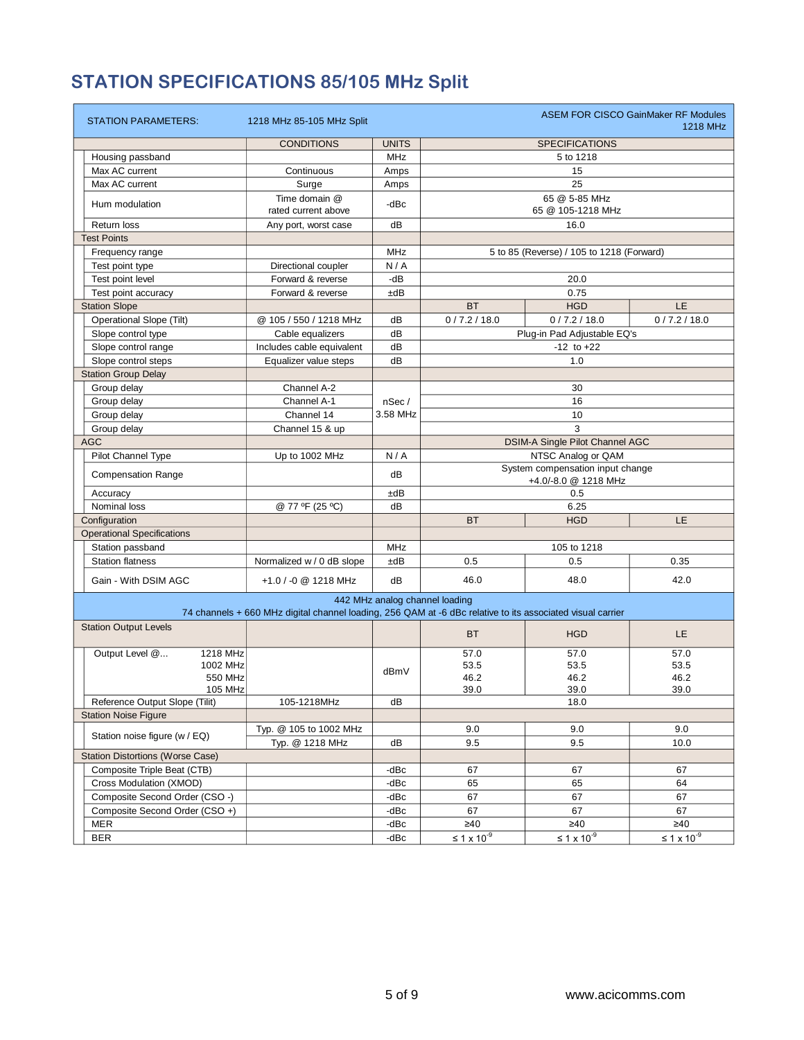# STATION SPECIFICATIONS 85/105 MHz Split

| STATION PARAMETERS: | 1218 MHz 85-105 MHz Split | | ASEM FOR CISCO GainMaker RF Modules 1218 MHz | | |
|---|---|---|---|---|---|
| | CONDITIONS | UNITS | SPECIFICATIONS | | |
| Housing passband | | MHz | 5 to 1218 | | |
| Max AC current | Continuous | Amps | 15 | | |
| Max AC current | Surge | Amps | 25 | | |
| Hum modulation | Time domain @ rated current above | -dBc | 65 @ 5-85 MHz<br>65 @ 105-1218 MHz | | |
| Return loss | Any port, worst case | dB | 16.0 | | |
| **Test Points** | | | | | |
| Frequency range | | MHz | 5 to 85 (Reverse) / 105 to 1218 (Forward) | | |
| Test point type | Directional coupler | N / A | | | |
| Test point level | Forward & reverse | -dB | 20.0 | | |
| Test point accuracy | Forward & reverse | ±dB | 0.75 | | |
| **Station Slope** | | | BT | HGD | LE |
| Operational Slope (Tilt) | @ 105 / 550 / 1218 MHz | dB | 0 / 7.2 / 18.0 | 0 / 7.2 / 18.0 | 0 / 7.2 / 18.0 |
| Slope control type | Cable equalizers | dB | Plug-in Pad Adjustable EQ's | | |
| Slope control range | Includes cable equivalent | dB | -12 to +22 | | |
| Slope control steps | Equalizer value steps | dB | 1.0 | | |
| **Station Group Delay** | | | | | |
| Group delay | Channel A-2 | nSec / 3.58 MHz | 30 | | |
| Group delay | Channel A-1 | nSec / 3.58 MHz | 16 | | |
| Group delay | Channel 14 | nSec / 3.58 MHz | 10 | | |
| Group delay | Channel 15 & up | nSec / 3.58 MHz | 3 | | |
| **AGC** | | | DSIM-A Single Pilot Channel AGC | | |
| Pilot Channel Type | Up to 1002 MHz | N / A | NTSC Analog or QAM | | |
| Compensation Range | | dB | System compensation input change +4.0/-8.0 @ 1218 MHz | | |
| Accuracy | | ±dB | 0.5 | | |
| Nominal loss | @ 77 ºF (25 ºC) | dB | 6.25 | | |
| **Configuration** | | | BT | HGD | LE |
| **Operational Specifications** | | | | | |
| Station passband | | MHz | 105 to 1218 | | |
| Station flatness | Normalized w / 0 dB slope | ±dB | 0.5 | 0.5 | 0.35 |
| Gain - With DSIM AGC | +1.0 / -0 @ 1218 MHz | dB | 46.0 | 48.0 | 42.0 |
| 442 MHz analog channel loading<br>74 channels + 660 MHz digital channel loading, 256 QAM at -6 dBc relative to its associated visual carrier | | | | | |
| **Station Output Levels** | | | BT | HGD | LE |
| Output Level @... 1218 MHz | | dBmV | 57.0 | 57.0 | 57.0 |
| 1002 MHz | | dBmV | 53.5 | 53.5 | 53.5 |
| 550 MHz | | dBmV | 46.2 | 46.2 | 46.2 |
| 105 MHz | | dBmV | 39.0 | 39.0 | 39.0 |
| Reference Output Slope (Tilit) | 105-1218MHz | dB | 18.0 | | |
| **Station Noise Figure** | | | | | |
| Station noise figure (w / EQ) | Typ. @ 105 to 1002 MHz | dB | 9.0 | 9.0 | 9.0 |
| | Typ. @ 1218 MHz | dB | 9.5 | 9.5 | 10.0 |
| **Station Distortions (Worse Case)** | | | | | |
| Composite Triple Beat (CTB) | | -dBc | 67 | 67 | 67 |
| Cross Modulation (XMOD) | | -dBc | 65 | 65 | 64 |
| Composite Second Order (CSO -) | | -dBc | 67 | 67 | 67 |
| Composite Second Order (CSO +) | | -dBc | 67 | 67 | 67 |
| MER | | -dBc | ≥40 | ≥40 | ≥40 |
| BER | | -dBc | $\leq 1 \times 10^{-9}$ | $\leq 1 \times 10^{-9}$ | $\leq 1 \times 10^{-9}$ |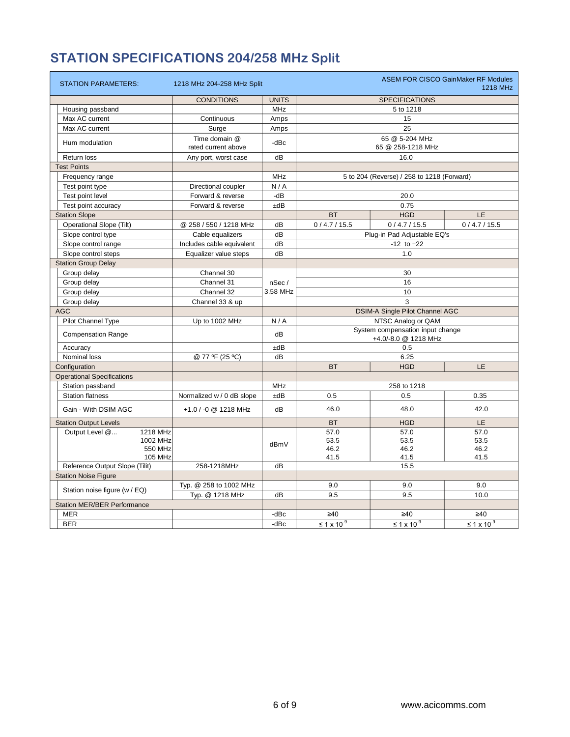# STATION SPECIFICATIONS 204/258 MHz Split

| STATION PARAMETERS: | 1218 MHz 204-258 MHz Split | | ASEM FOR CISCO GainMaker RF Modules 1218 MHz | | |
|---|---|---|---|---|---|
| | CONDITIONS | UNITS | SPECIFICATIONS | | |
| Housing passband | | MHz | 5 to 1218 | | |
| Max AC current | Continuous | Amps | 15 | | |
| Max AC current | Surge | Amps | 25 | | |
| Hum modulation | Time domain @ rated current above | -dBc | 65 @ 5-204 MHz<br>65 @ 258-1218 MHz | | |
| Return loss | Any port, worst case | dB | 16.0 | | |
| Test Points | | | | | |
| Frequency range | | MHz | 5 to 204 (Reverse) / 258 to 1218 (Forward) | | |
| Test point type | Directional coupler | N / A | | | |
| Test point level | Forward & reverse | -dB | 20.0 | | |
| Test point accuracy | Forward & reverse | ±dB | 0.75 | | |
| Station Slope | | | BT | HGD | LE |
| Operational Slope (Tilt) | @ 258 / 550 / 1218 MHz | dB | 0 / 4.7 / 15.5 | 0 / 4.7 / 15.5 | 0 / 4.7 / 15.5 |
| Slope control type | Cable equalizers | dB | Plug-in Pad Adjustable EQ's | | |
| Slope control range | Includes cable equivalent | dB | -12 to +22 | | |
| Slope control steps | Equalizer value steps | dB | 1.0 | | |
| Station Group Delay | | | | | |
| Group delay | Channel 30 | nSec / 3.58 MHz | 30 | | |
| Group delay | Channel 31 | | 16 | | |
| Group delay | Channel 32 | | 10 | | |
| Group delay | Channel 33 & up | | 3 | | |
| AGC | | | DSIM-A Single Pilot Channel AGC | | |
| Pilot Channel Type | Up to 1002 MHz | N / A | NTSC Analog or QAM | | |
| Compensation Range | | dB | System compensation input change +4.0/-8.0 @ 1218 MHz | | |
| Accuracy | | ±dB | 0.5 | | |
| Nominal loss | @ 77 ºF (25 ºC) | dB | 6.25 | | |
| Configuration | | | BT | HGD | LE |
| Operational Specifications | | | | | |
| Station passband | | MHz | 258 to 1218 | | |
| Station flatness | Normalized w / 0 dB slope | ±dB | 0.5 | 0.5 | 0.35 |
| Gain - With DSIM AGC | +1.0 / -0 @ 1218 MHz | dB | 46.0 | 48.0 | 42.0 |
| Station Output Levels | | | BT | HGD | LE |
| Output Level @... 1218 MHz | | dBmV | 57.0 | 57.0 | 57.0 |
| 1002 MHz | | dBmV | 53.5 | 53.5 | 53.5 |
| 550 MHz | | dBmV | 46.2 | 46.2 | 46.2 |
| 105 MHz | | dBmV | 41.5 | 41.5 | 41.5 |
| Reference Output Slope (Tilit) | 258-1218MHz | dB | 15.5 | | |
| Station Noise Figure | | | | | |
| Station noise figure (w / EQ) | Typ. @ 258 to 1002 MHz | | 9.0 | 9.0 | 9.0 |
| | Typ. @ 1218 MHz | dB | 9.5 | 9.5 | 10.0 |
| Station MER/BER Performance | | | | | |
| MER | | -dBc | ≥40 | ≥40 | ≥40 |
| BER | | -dBc | ≤ 1 x $10^{-9}$ | ≤ 1 x $10^{-9}$ | ≤ 1 x $10^{-9}$ |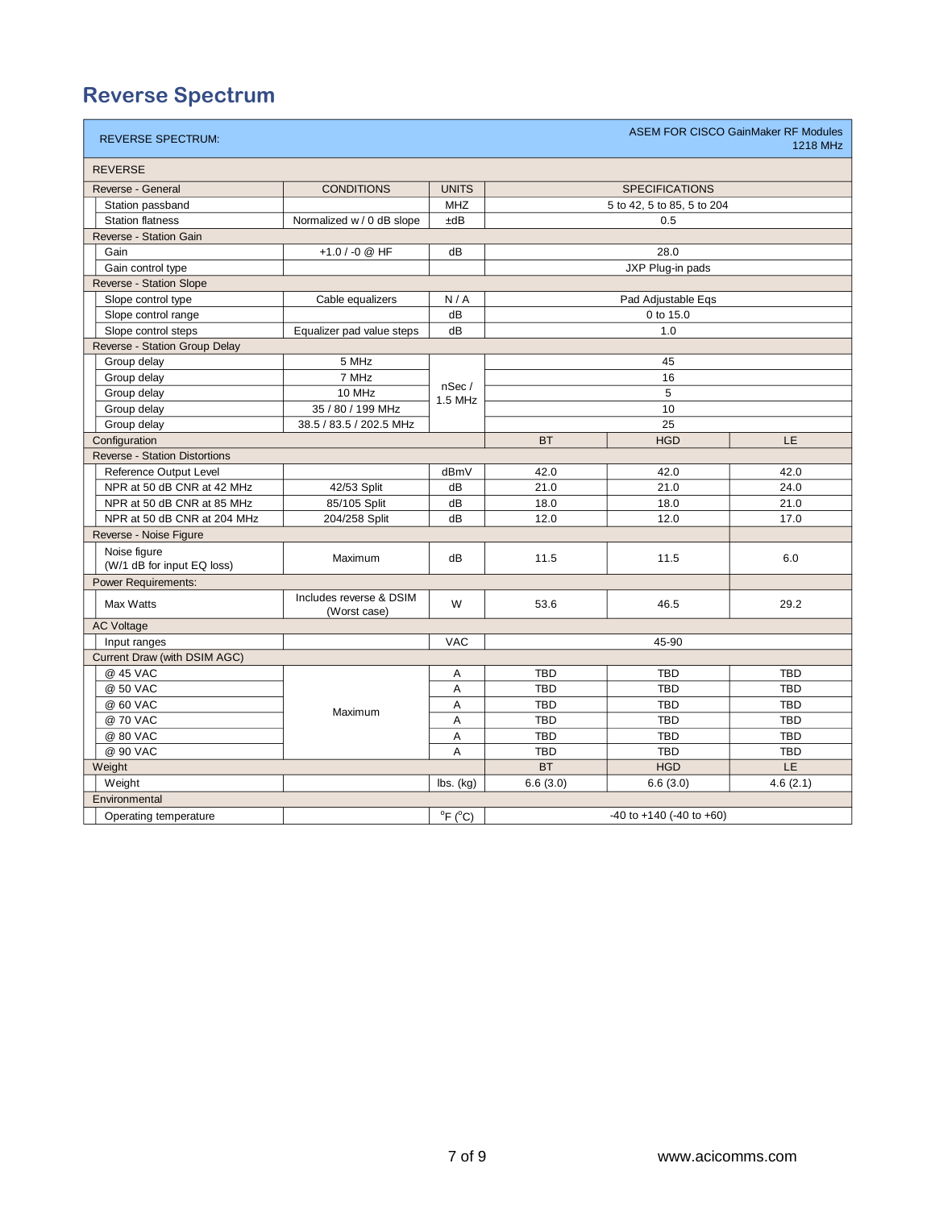# Reverse Spectrum

| REVERSE SPECTRUM: | | | ASEM FOR CISCO GainMaker RF Modules 1218 MHz | | |
|---|---|---|---|---|---|
| **REVERSE** | | | | | |
| Reverse - General | CONDITIONS | UNITS | SPECIFICATIONS | | |
| Station passband | | MHZ | 5 to 42, 5 to 85, 5 to 204 | | |
| Station flatness | Normalized w / 0 dB slope | ±dB | 0.5 | | |
| Reverse - Station Gain | | | | | |
| Gain | +1.0 / -0 @ HF | dB | 28.0 | | |
| Gain control type | | | JXP Plug-in pads | | |
| Reverse - Station Slope | | | | | |
| Slope control type | Cable equalizers | N / A | Pad Adjustable Eqs | | |
| Slope control range | | dB | 0 to 15.0 | | |
| Slope control steps | Equalizer pad value steps | dB | 1.0 | | |
| Reverse - Station Group Delay | | | | | |
| Group delay | 5 MHz | nSec / 1.5 MHz | 45 | | |
| Group delay | 7 MHz | nSec / 1.5 MHz | 16 | | |
| Group delay | 10 MHz | nSec / 1.5 MHz | 5 | | |
| Group delay | 35 / 80 / 199 MHz | nSec / 1.5 MHz | 10 | | |
| Group delay | 38.5 / 83.5 / 202.5 MHz | nSec / 1.5 MHz | 25 | | |
| Configuration | | | BT | HGD | LE |
| Reverse - Station Distortions | | | | | |
| Reference Output Level | | dBmV | 42.0 | 42.0 | 42.0 |
| NPR at 50 dB CNR at 42 MHz | 42/53 Split | dB | 21.0 | 21.0 | 24.0 |
| NPR at 50 dB CNR at 85 MHz | 85/105 Split | dB | 18.0 | 18.0 | 21.0 |
| NPR at 50 dB CNR at 204 MHz | 204/258 Split | dB | 12.0 | 12.0 | 17.0 |
| Reverse - Noise Figure | | | | | |
| Noise figure (W/1 dB for input EQ loss) | Maximum | dB | 11.5 | 11.5 | 6.0 |
| Power Requirements: | | | | | |
| Max Watts | Includes reverse & DSIM (Worst case) | W | 53.6 | 46.5 | 29.2 |
| AC Voltage | | | | | |
| Input ranges | | VAC | 45-90 | | |
| Current Draw (with DSIM AGC) | | | | | |
| @ 45 VAC | Maximum | A | TBD | TBD | TBD |
| @ 50 VAC | Maximum | A | TBD | TBD | TBD |
| @ 60 VAC | Maximum | A | TBD | TBD | TBD |
| @ 70 VAC | Maximum | A | TBD | TBD | TBD |
| @ 80 VAC | Maximum | A | TBD | TBD | TBD |
| @ 90 VAC | Maximum | A | TBD | TBD | TBD |
| Weight | | | BT | HGD | LE |
| Weight | | lbs. (kg) | 6.6 (3.0) | 6.6 (3.0) | 4.6 (2.1) |
| Environmental | | | | | |
| Operating temperature | | °F (°C) | -40 to +140 (-40 to +60) | | |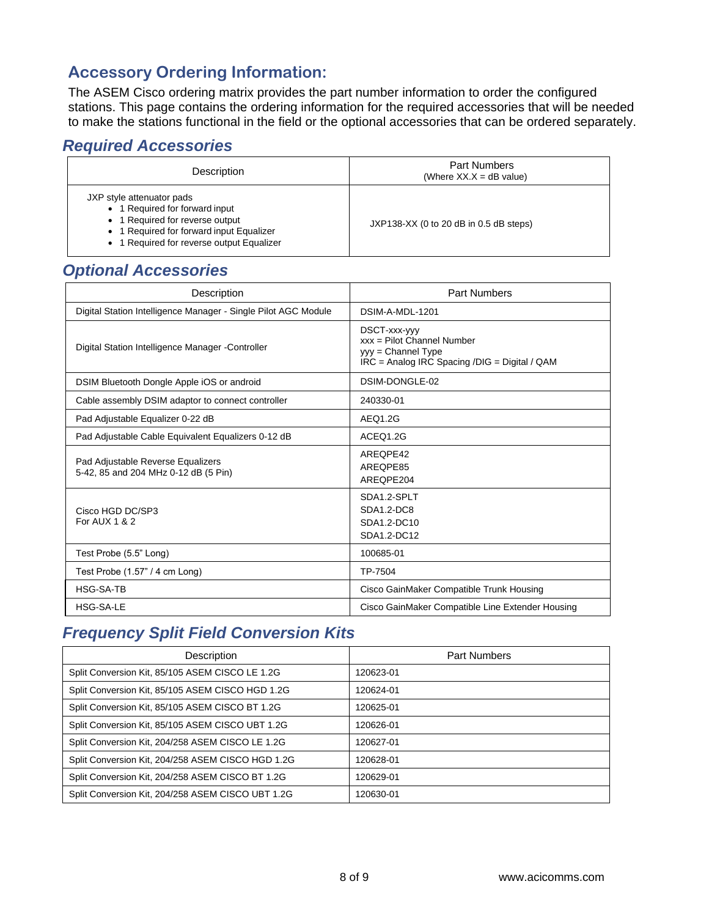## Accessory Ordering Information:

The ASEM Cisco ordering matrix provides the part number information to order the configured stations. This page contains the ordering information for the required accessories that will be needed to make the stations functional in the field or the optional accessories that can be ordered separately.

### *Required Accessories*

| Description | Part Numbers (Where XX.X = dB value) |
|---|---|
| JXP style attenuator pads<br>• 1 Required for forward input<br>• 1 Required for reverse output<br>• 1 Required for forward input Equalizer<br>• 1 Required for reverse output Equalizer | JXP138-XX (0 to 20 dB in 0.5 dB steps) |

### *Optional Accessories*

| Description | Part Numbers |
|---|---|
| Digital Station Intelligence Manager - Single Pilot AGC Module | DSIM-A-MDL-1201 |
| Digital Station Intelligence Manager -Controller | DSCT-xxx-yyy<br>xxx = Pilot Channel Number<br>yyy = Channel Type<br>IRC = Analog IRC Spacing /DIG = Digital / QAM |
| DSIM Bluetooth Dongle Apple iOS or android | DSIM-DONGLE-02 |
| Cable assembly DSIM adaptor to connect controller | 240330-01 |
| Pad Adjustable Equalizer 0-22 dB | AEQ1.2G |
| Pad Adjustable Cable Equivalent Equalizers 0-12 dB | ACEQ1.2G |
| Pad Adjustable Reverse Equalizers<br>5-42, 85 and 204 MHz 0-12 dB (5 Pin) | AREQPE42<br>AREQPE85<br>AREQPE204 |
| Cisco HGD DC/SP3<br>For AUX 1 & 2 | SDA1.2-SPLT<br>SDA1.2-DC8<br>SDA1.2-DC10<br>SDA1.2-DC12 |
| Test Probe (5.5" Long) | 100685-01 |
| Test Probe (1.57" / 4 cm Long) | TP-7504 |
| HSG-SA-TB | Cisco GainMaker Compatible Trunk Housing |
| HSG-SA-LE | Cisco GainMaker Compatible Line Extender Housing |

### *Frequency Split Field Conversion Kits*

| Description | Part Numbers |
|---|---|
| Split Conversion Kit, 85/105 ASEM CISCO LE 1.2G | 120623-01 |
| Split Conversion Kit, 85/105 ASEM CISCO HGD 1.2G | 120624-01 |
| Split Conversion Kit, 85/105 ASEM CISCO BT 1.2G | 120625-01 |
| Split Conversion Kit, 85/105 ASEM CISCO UBT 1.2G | 120626-01 |
| Split Conversion Kit, 204/258 ASEM CISCO LE 1.2G | 120627-01 |
| Split Conversion Kit, 204/258 ASEM CISCO HGD 1.2G | 120628-01 |
| Split Conversion Kit, 204/258 ASEM CISCO BT 1.2G | 120629-01 |
| Split Conversion Kit, 204/258 ASEM CISCO UBT 1.2G | 120630-01 |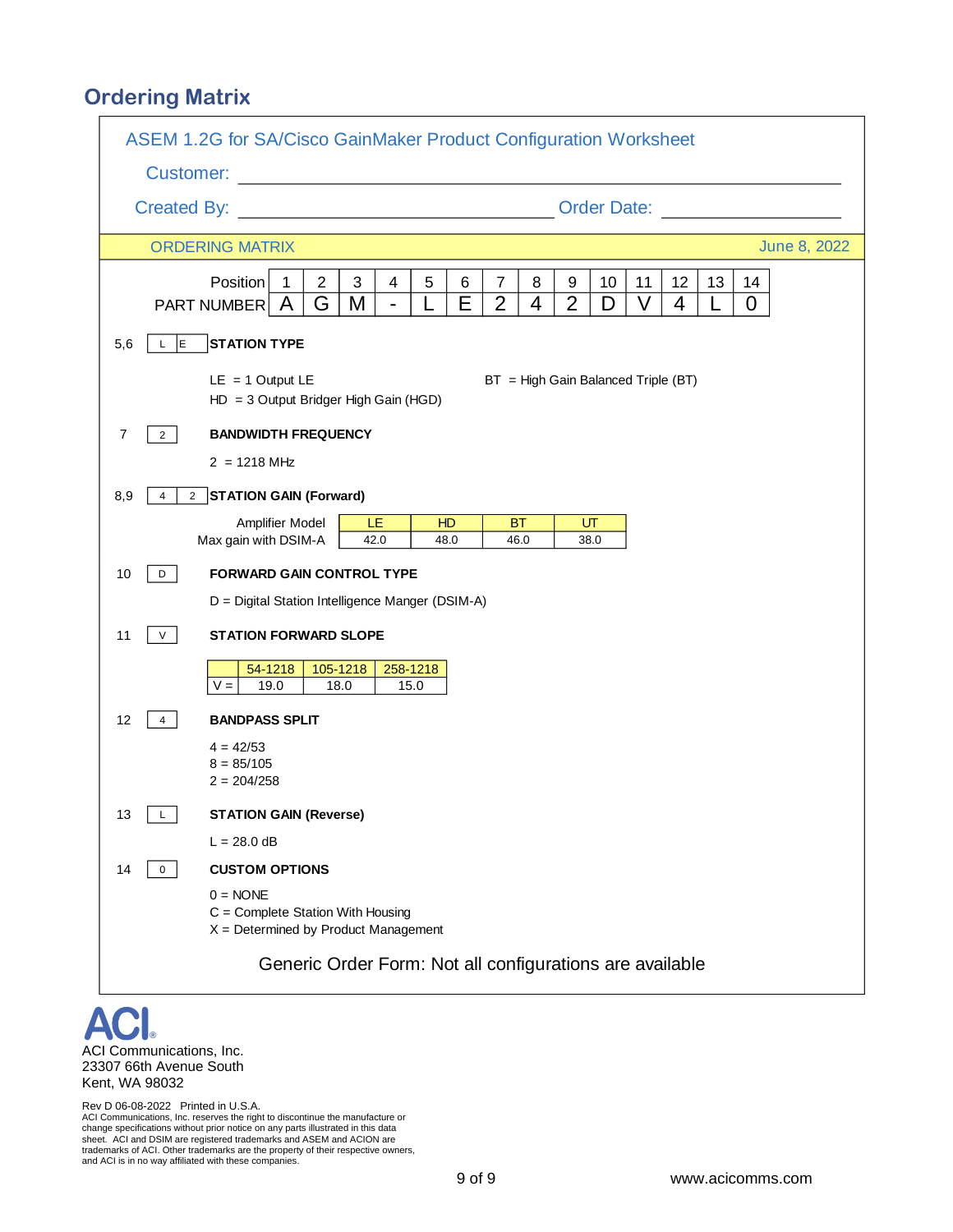## Ordering Matrix

ASEM 1.2G for SA/Cisco GainMaker Product Configuration Worksheet

Customer: ____________________

Created By: ____________________ Order Date: ____________________

ORDERING MATRIX June 8, 2022

| Position | 1 | 2 | 3 | 4 | 5 | 6 | 7 | 8 | 9 | 10 | 11 | 12 | 13 | 14 |
|---|---|---|---|---|---|---|---|---|---|---|---|---|---|---|
| PART NUMBER | A | G | M | - | L | E | 2 | 4 | 2 | D | V | 4 | L | 0 |

**5,6** [L][E] **STATION TYPE**

LE = 1 Output LE
HD = 3 Output Bridger High Gain (HGD)
BT = High Gain Balanced Triple (BT)

**7** [2] **BANDWIDTH FREQUENCY**

2 = 1218 MHz

**8,9** [4][2] **STATION GAIN (Forward)**

| Amplifier Model | LE | HD | BT | UT |
|---|---|---|---|---|
| Max gain with DSIM-A | 42.0 | 48.0 | 46.0 | 38.0 |

**10** [D] **FORWARD GAIN CONTROL TYPE**

D = Digital Station Intelligence Manger (DSIM-A)

**11** [V] **STATION FORWARD SLOPE**

| | 54-1218 | 105-1218 | 258-1218 |
|---|---|---|---|
| V = | 19.0 | 18.0 | 15.0 |

**12** [4] **BANDPASS SPLIT**

4 = 42/53
8 = 85/105
2 = 204/258

**13** [L] **STATION GAIN (Reverse)**

L = 28.0 dB

**14** [0] **CUSTOM OPTIONS**

0 = NONE
C = Complete Station With Housing
X = Determined by Product Management

Generic Order Form: Not all configurations are available

ACI Communications, Inc.
23307 66th Avenue South
Kent, WA 98032

Rev D 06-08-2022 Printed in U.S.A.
ACI Communications, Inc. reserves the right to discontinue the manufacture or change specifications without prior notice on any parts illustrated in this data sheet. ACI and DSIM are registered trademarks and ASEM and ACION are trademarks of ACI. Other trademarks are the property of their respective owners, and ACI is in no way affiliated with these companies.

www.acicomms.com